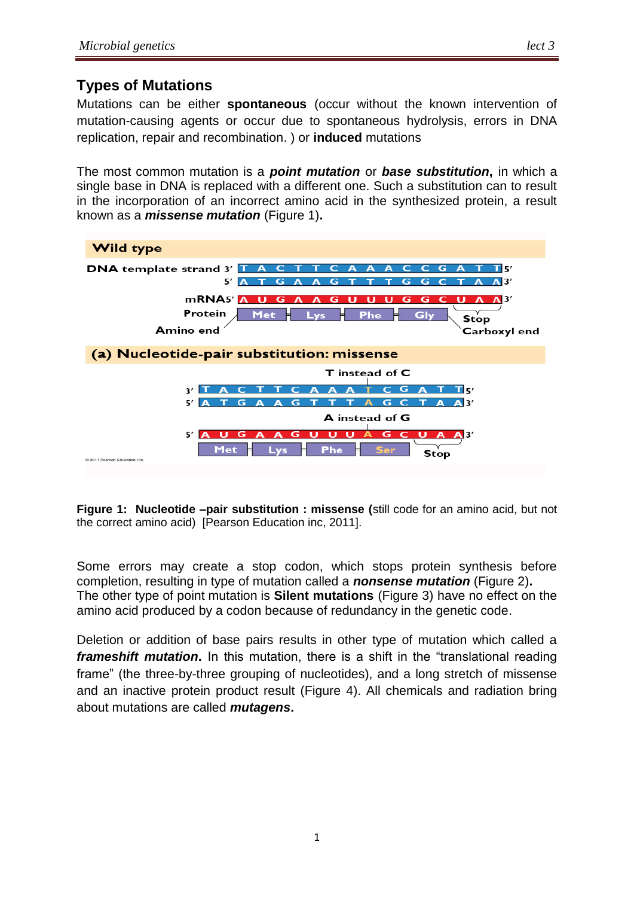## Types of Mutations

Mutations can be either **spontaneous** (occur without the known intervention of mutation-causing agents or occur due to spontaneous hydrolysis, errors in DNA replication, repair and recombination. ) or **induced** mutations

The most common mutation is a ***point mutation*** or ***base substitution*****,** in which a single base in DNA is replaced with a different one. Such a substitution can to result in the incorporation of an incorrect amino acid in the synthesized protein, a result known as a ***missense mutation*** (Figure 1)**.**

**Figure 1: Nucleotide –pair substitution : missense (**still code for an amino acid, but not the correct amino acid) [Pearson Education inc, 2011].

Some errors may create a stop codon, which stops protein synthesis before completion, resulting in type of mutation called a ***nonsense mutation*** (Figure 2)**.**
The other type of point mutation is **Silent mutations** (Figure 3) have no effect on the amino acid produced by a codon because of redundancy in the genetic code.

Deletion or addition of base pairs result in other type of mutation which called a ***frameshift mutation*****.** In this mutation, there is a shift in the "translational reading frame" (the three-by-three grouping of nucleotides), and a long stretch of missense and an inactive protein product result (Figure 4). All chemicals and radiation bring about mutations are called ***mutagens*****.**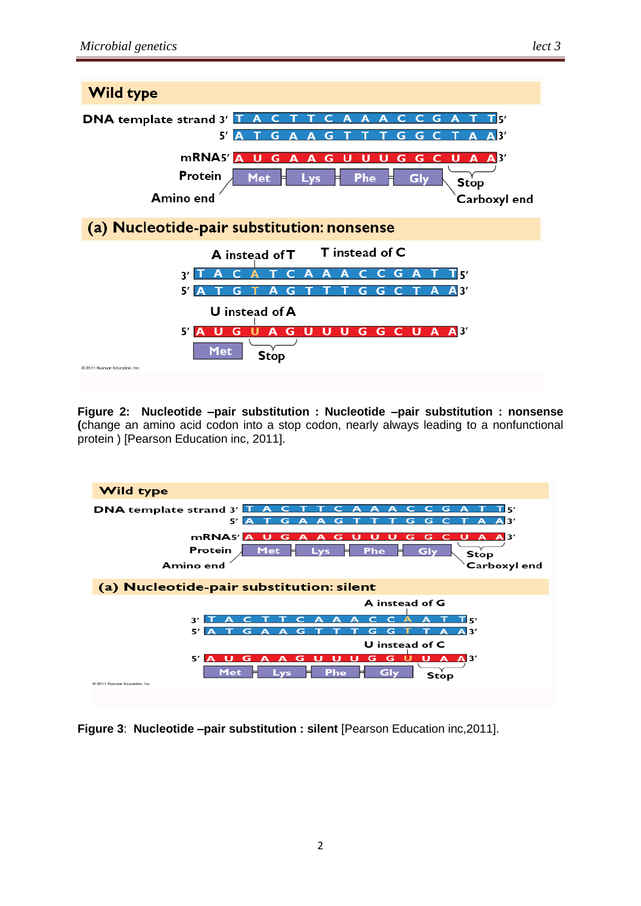**Wild type**

DNA template strand 3′ T A C T T C A A A C C G A T T 5′

5′ A T G A A G T T T G G C T A A 3′

mRNA 5′ A U G A A G U U U G G C U A A 3′

Protein: Met – Lys – Phe – Gly – Stop

Amino end ... Carboxyl end

**(a) Nucleotide-pair substitution: nonsense**

A instead of T / T instead of C

3′ T A C A T C A A A C C G A T T 5′

5′ A T G T A G T T T G G C T A A 3′

U instead of A

5′ A U G U A G U U U G G C U A A 3′

Met – Stop

© 2011 Pearson Education, Inc.

**Figure 2: Nucleotide –pair substitution : Nucleotide –pair substitution : nonsense (**change an amino acid codon into a stop codon, nearly always leading to a nonfunctional protein ) [Pearson Education inc, 2011].

**Wild type**

DNA template strand 3′ T A C T T C A A A C C G A T T 5′

5′ A T G A A G T T T G G C T A A 3′

mRNA 5′ A U G A A G U U U G G C U A A 3′

Protein: Met – Lys – Phe – Gly – Stop

Amino end ... Carboxyl end

**(a) Nucleotide-pair substitution: silent**

A instead of G

3′ T A C T T C A A A C C A A T T 5′

5′ A T G A A G T T T G G T T A A 3′

U instead of C

5′ A U G A A G U U U G G U U A A 3′

Met – Lys – Phe – Gly – Stop

© 2011 Pearson Education, Inc.

**Figure 3**: **Nucleotide –pair substitution : silent** [Pearson Education inc,2011].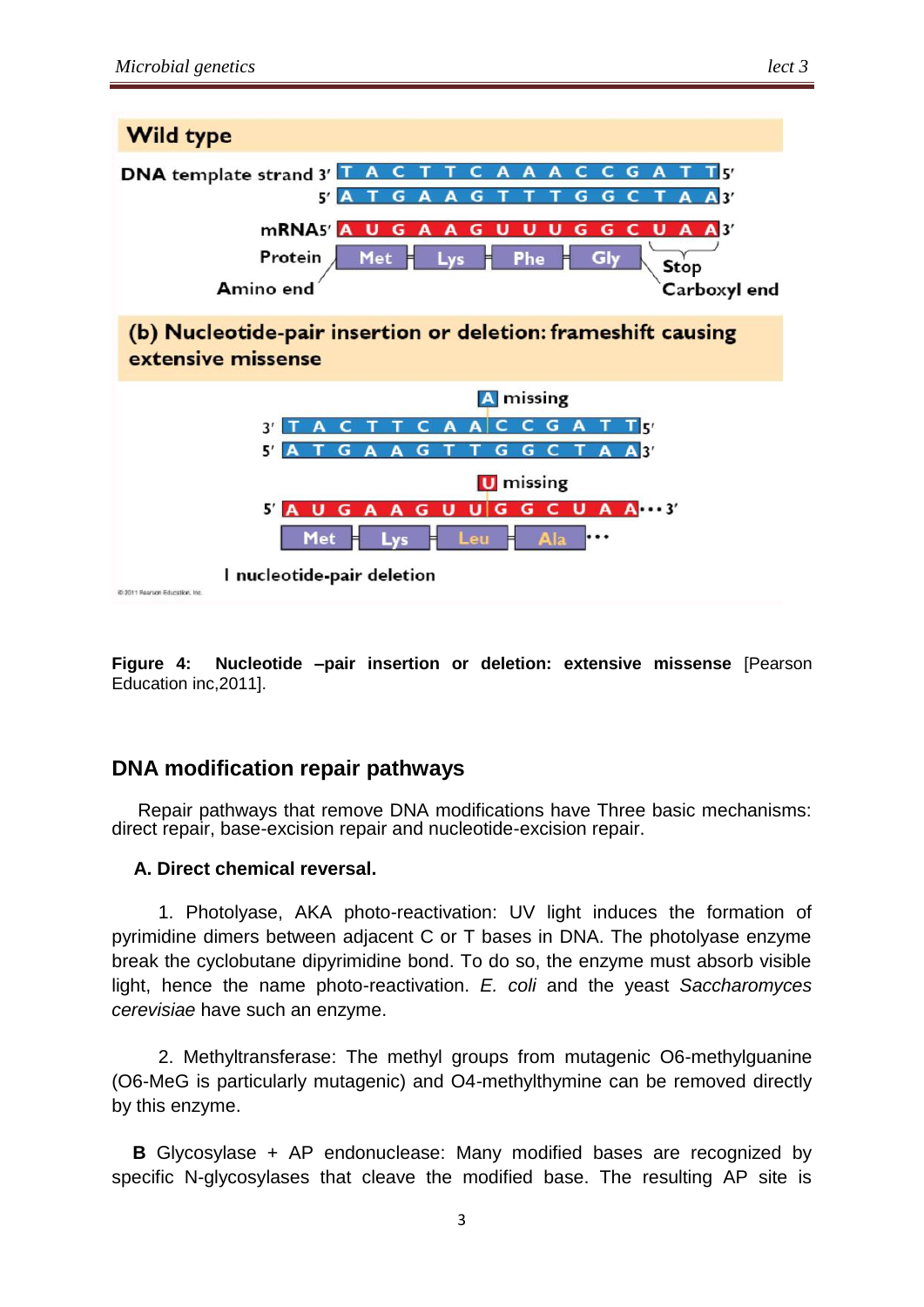**Wild type**

DNA template strand 3′ T A C T T C A A A C C G A T T 5′
5′ A T G A A G T T T G G C T A A 3′

mRNA 5′ A U G A A G U U U G G C U A A 3′

Protein: Met – Lys – Phe – Gly – Stop

Amino end ... Carboxyl end

**(b) Nucleotide-pair insertion or deletion: frameshift causing extensive missense**

A missing

3′ T A C T T C A A C C G A T T 5′
5′ A T G A A G T T G G C T A A 3′

U missing

5′ A U G A A G U U G G C U A A ••• 3′

Met – Lys – Leu – Ala •••

I nucleotide-pair deletion

©2011 Pearson Education, Inc.

**Figure 4: Nucleotide –pair insertion or deletion: extensive missense** [Pearson Education inc,2011].

## DNA modification repair pathways

Repair pathways that remove DNA modifications have Three basic mechanisms: direct repair, base-excision repair and nucleotide-excision repair.

**A. Direct chemical reversal.**

1. Photolyase, AKA photo-reactivation: UV light induces the formation of pyrimidine dimers between adjacent C or T bases in DNA. The photolyase enzyme break the cyclobutane dipyrimidine bond. To do so, the enzyme must absorb visible light, hence the name photo-reactivation. *E. coli* and the yeast *Saccharomyces cerevisiae* have such an enzyme.

2. Methyltransferase: The methyl groups from mutagenic O6-methylguanine (O6-MeG is particularly mutagenic) and O4-methylthymine can be removed directly by this enzyme.

**B** Glycosylase + AP endonuclease: Many modified bases are recognized by specific N-glycosylases that cleave the modified base. The resulting AP site is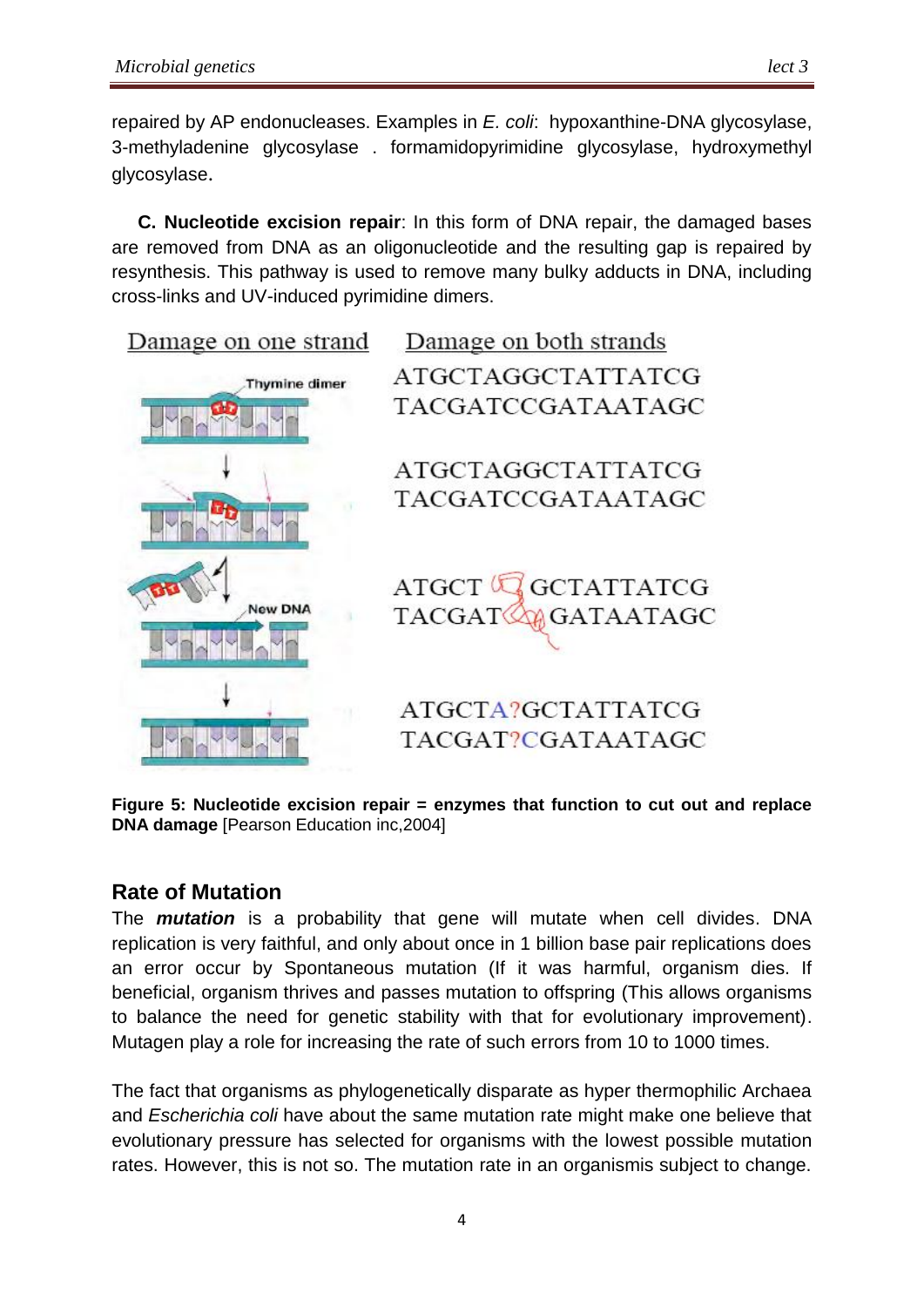repaired by AP endonucleases. Examples in *E. coli*: hypoxanthine-DNA glycosylase, 3-methyladenine glycosylase . formamidopyrimidine glycosylase, hydroxymethyl glycosylase.

**C. Nucleotide excision repair**: In this form of DNA repair, the damaged bases are removed from DNA as an oligonucleotide and the resulting gap is repaired by resynthesis. This pathway is used to remove many bulky adducts in DNA, including cross-links and UV-induced pyrimidine dimers.

**Figure 5: Nucleotide excision repair = enzymes that function to cut out and replace DNA damage** [Pearson Education inc,2004]

## Rate of Mutation

The ***mutation*** is a probability that gene will mutate when cell divides. DNA replication is very faithful, and only about once in 1 billion base pair replications does an error occur by Spontaneous mutation (If it was harmful, organism dies. If beneficial, organism thrives and passes mutation to offspring (This allows organisms to balance the need for genetic stability with that for evolutionary improvement). Mutagen play a role for increasing the rate of such errors from 10 to 1000 times.

The fact that organisms as phylogenetically disparate as hyper thermophilic Archaea and *Escherichia coli* have about the same mutation rate might make one believe that evolutionary pressure has selected for organisms with the lowest possible mutation rates. However, this is not so. The mutation rate in an organismis subject to change.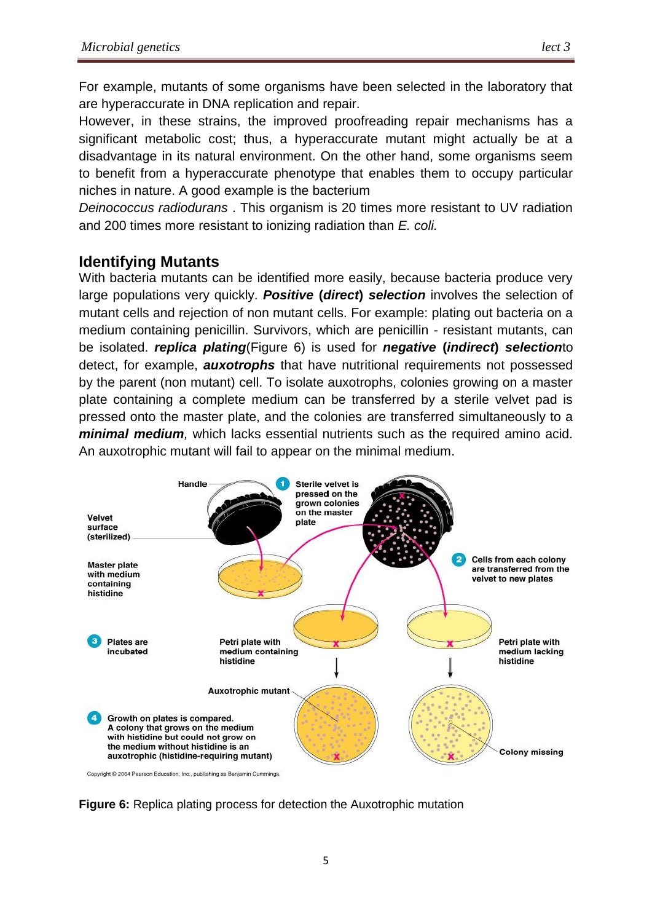For example, mutants of some organisms have been selected in the laboratory that are hyperaccurate in DNA replication and repair.

However, in these strains, the improved proofreading repair mechanisms has a significant metabolic cost; thus, a hyperaccurate mutant might actually be at a disadvantage in its natural environment. On the other hand, some organisms seem to benefit from a hyperaccurate phenotype that enables them to occupy particular niches in nature. A good example is the bacterium *Deinococcus radiodurans* . This organism is 20 times more resistant to UV radiation and 200 times more resistant to ionizing radiation than *E. coli.*

## Identifying Mutants

With bacteria mutants can be identified more easily, because bacteria produce very large populations very quickly. ***Positive* (*direct*) *selection*** involves the selection of mutant cells and rejection of non mutant cells. For example: plating out bacteria on a medium containing penicillin. Survivors, which are penicillin - resistant mutants, can be isolated. ***replica plating***(Figure 6) is used for ***negative* (*indirect*) *selection***to detect, for example, ***auxotrophs*** that have nutritional requirements not possessed by the parent (non mutant) cell. To isolate auxotrophs, colonies growing on a master plate containing a complete medium can be transferred by a sterile velvet pad is pressed onto the master plate, and the colonies are transferred simultaneously to a ***minimal medium***, which lacks essential nutrients such as the required amino acid. An auxotrophic mutant will fail to appear on the minimal medium.

**Figure 6:** Replica plating process for detection the Auxotrophic mutation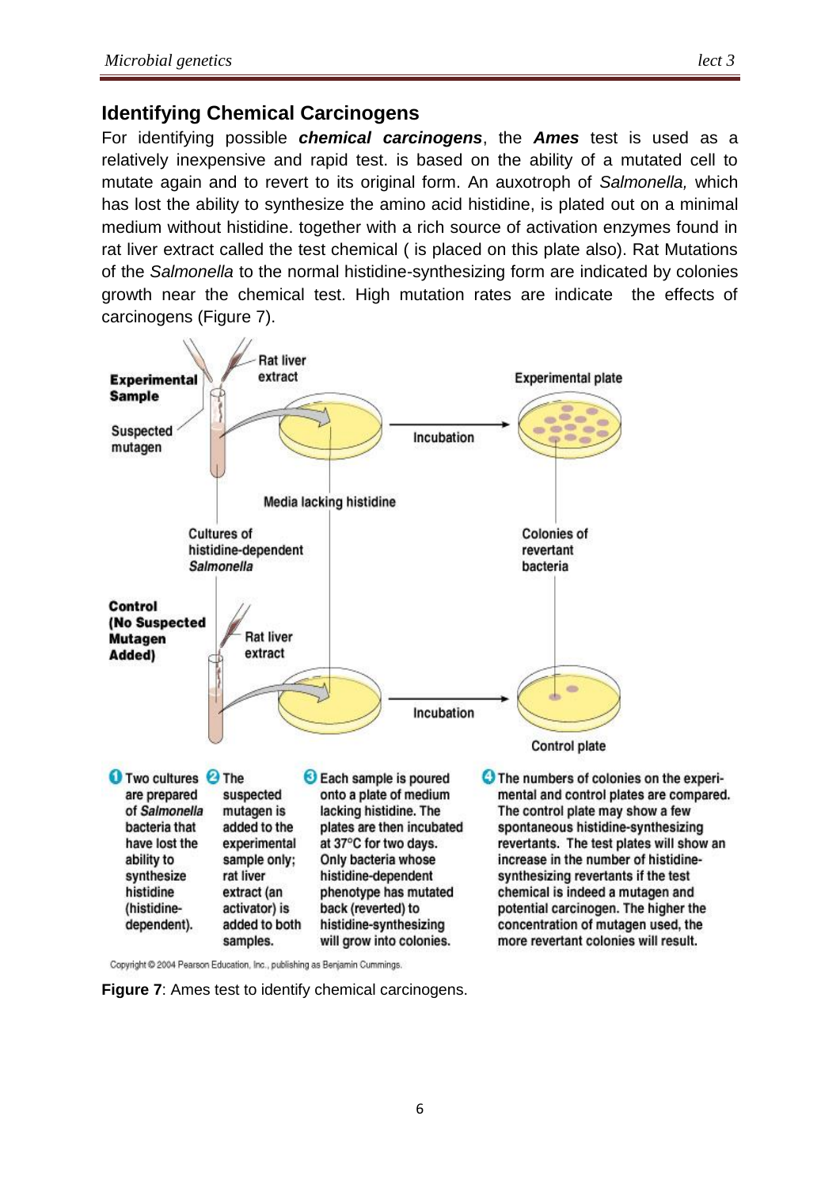## Identifying Chemical Carcinogens

For identifying possible ***chemical carcinogens***, the ***Ames*** test is used as a relatively inexpensive and rapid test. is based on the ability of a mutated cell to mutate again and to revert to its original form. An auxotroph of *Salmonella,* which has lost the ability to synthesize the amino acid histidine, is plated out on a minimal medium without histidine. together with a rich source of activation enzymes found in rat liver extract called the test chemical ( is placed on this plate also). Rat Mutations of the *Salmonella* to the normal histidine-synthesizing form are indicated by colonies growth near the chemical test. High mutation rates are indicate the effects of carcinogens (Figure 7).

**Experimental Sample**

Suspected mutagen

Rat liver extract

Incubation

Experimental plate

Media lacking histidine

Cultures of histidine-dependent *Salmonella*

Colonies of revertant bacteria

**Control (No Suspected Mutagen Added)**

Rat liver extract

Incubation

Control plate

1. Two cultures are prepared of *Salmonella* bacteria that have lost the ability to synthesize histidine (histidine-dependent).
2. The suspected mutagen is added to the experimental sample only; rat liver extract (an activator) is added to both samples.
3. Each sample is poured onto a plate of medium lacking histidine. The plates are then incubated at 37°C for two days. Only bacteria whose histidine-dependent phenotype has mutated back (reverted) to histidine-synthesizing will grow into colonies.
4. The numbers of colonies on the experimental and control plates are compared. The control plate may show a few spontaneous histidine-synthesizing revertants. The test plates will show an increase in the number of histidine-synthesizing revertants if the test chemical is indeed a mutagen and potential carcinogen. The higher the concentration of mutagen used, the more revertant colonies will result.

Copyright © 2004 Pearson Education, Inc., publishing as Benjamin Cummings.

**Figure 7**: Ames test to identify chemical carcinogens.